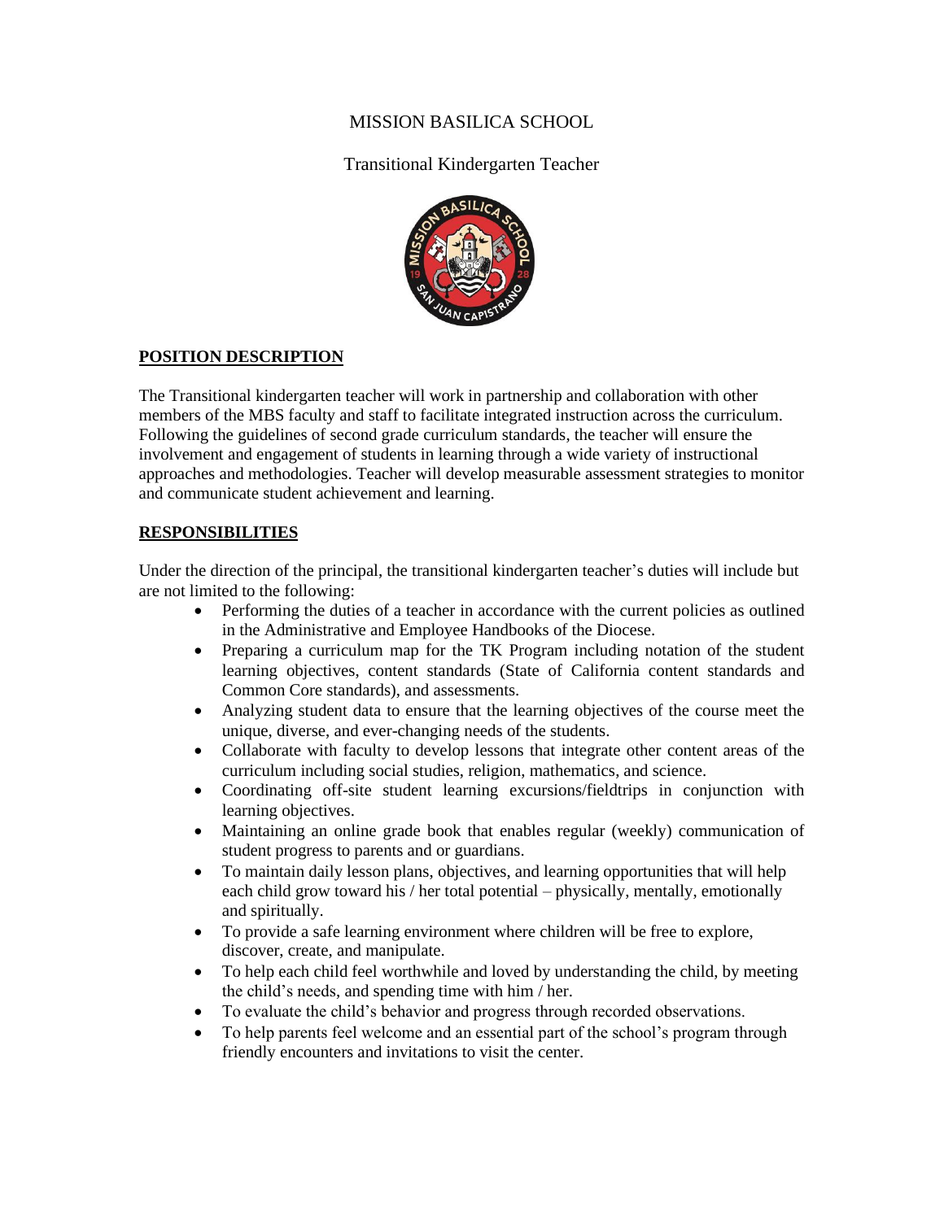# MISSION BASILICA SCHOOL

## Transitional Kindergarten Teacher

**POSITION DESCRIPTION**

The Transitional kindergarten teacher will work in partnership and collaboration with other members of the MBS faculty and staff to facilitate integrated instruction across the curriculum. Following the guidelines of second grade curriculum standards, the teacher will ensure the involvement and engagement of students in learning through a wide variety of instructional approaches and methodologies. Teacher will develop measurable assessment strategies to monitor and communicate student achievement and learning.

**RESPONSIBILITIES**

Under the direction of the principal, the transitional kindergarten teacher's duties will include but are not limited to the following:

- Performing the duties of a teacher in accordance with the current policies as outlined in the Administrative and Employee Handbooks of the Diocese.
- Preparing a curriculum map for the TK Program including notation of the student learning objectives, content standards (State of California content standards and Common Core standards), and assessments.
- Analyzing student data to ensure that the learning objectives of the course meet the unique, diverse, and ever-changing needs of the students.
- Collaborate with faculty to develop lessons that integrate other content areas of the curriculum including social studies, religion, mathematics, and science.
- Coordinating off-site student learning excursions/fieldtrips in conjunction with learning objectives.
- Maintaining an online grade book that enables regular (weekly) communication of student progress to parents and or guardians.
- To maintain daily lesson plans, objectives, and learning opportunities that will help each child grow toward his / her total potential – physically, mentally, emotionally and spiritually.
- To provide a safe learning environment where children will be free to explore, discover, create, and manipulate.
- To help each child feel worthwhile and loved by understanding the child, by meeting the child's needs, and spending time with him / her.
- To evaluate the child's behavior and progress through recorded observations.
- To help parents feel welcome and an essential part of the school's program through friendly encounters and invitations to visit the center.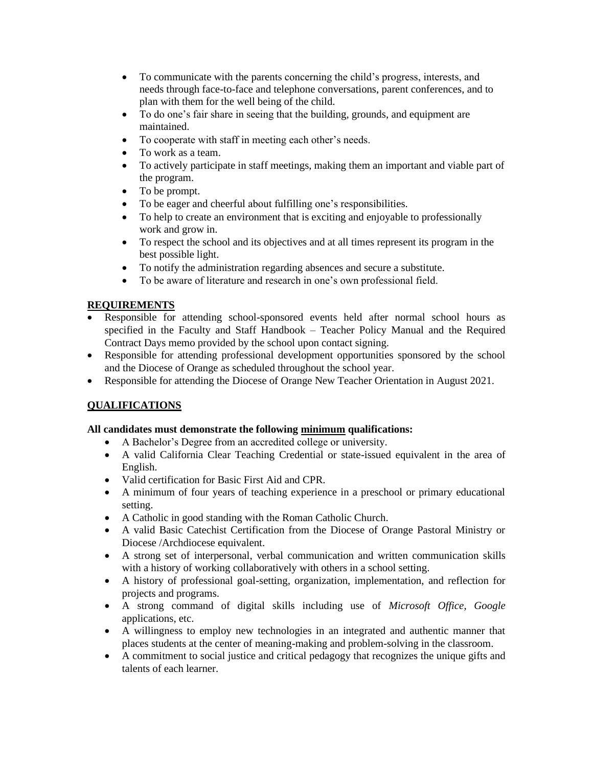- To communicate with the parents concerning the child's progress, interests, and needs through face-to-face and telephone conversations, parent conferences, and to plan with them for the well being of the child.
- To do one's fair share in seeing that the building, grounds, and equipment are maintained.
- To cooperate with staff in meeting each other's needs.
- To work as a team.
- To actively participate in staff meetings, making them an important and viable part of the program.
- To be prompt.
- To be eager and cheerful about fulfilling one's responsibilities.
- To help to create an environment that is exciting and enjoyable to professionally work and grow in.
- To respect the school and its objectives and at all times represent its program in the best possible light.
- To notify the administration regarding absences and secure a substitute.
- To be aware of literature and research in one's own professional field.

## REQUIREMENTS

- Responsible for attending school-sponsored events held after normal school hours as specified in the Faculty and Staff Handbook – Teacher Policy Manual and the Required Contract Days memo provided by the school upon contact signing.
- Responsible for attending professional development opportunities sponsored by the school and the Diocese of Orange as scheduled throughout the school year.
- Responsible for attending the Diocese of Orange New Teacher Orientation in August 2021.

## QUALIFICATIONS

**All candidates must demonstrate the following minimum qualifications:**

- A Bachelor's Degree from an accredited college or university.
- A valid California Clear Teaching Credential or state-issued equivalent in the area of English.
- Valid certification for Basic First Aid and CPR.
- A minimum of four years of teaching experience in a preschool or primary educational setting.
- A Catholic in good standing with the Roman Catholic Church.
- A valid Basic Catechist Certification from the Diocese of Orange Pastoral Ministry or Diocese /Archdiocese equivalent.
- A strong set of interpersonal, verbal communication and written communication skills with a history of working collaboratively with others in a school setting.
- A history of professional goal-setting, organization, implementation, and reflection for projects and programs.
- A strong command of digital skills including use of *Microsoft Office*, *Google* applications, etc.
- A willingness to employ new technologies in an integrated and authentic manner that places students at the center of meaning-making and problem-solving in the classroom.
- A commitment to social justice and critical pedagogy that recognizes the unique gifts and talents of each learner.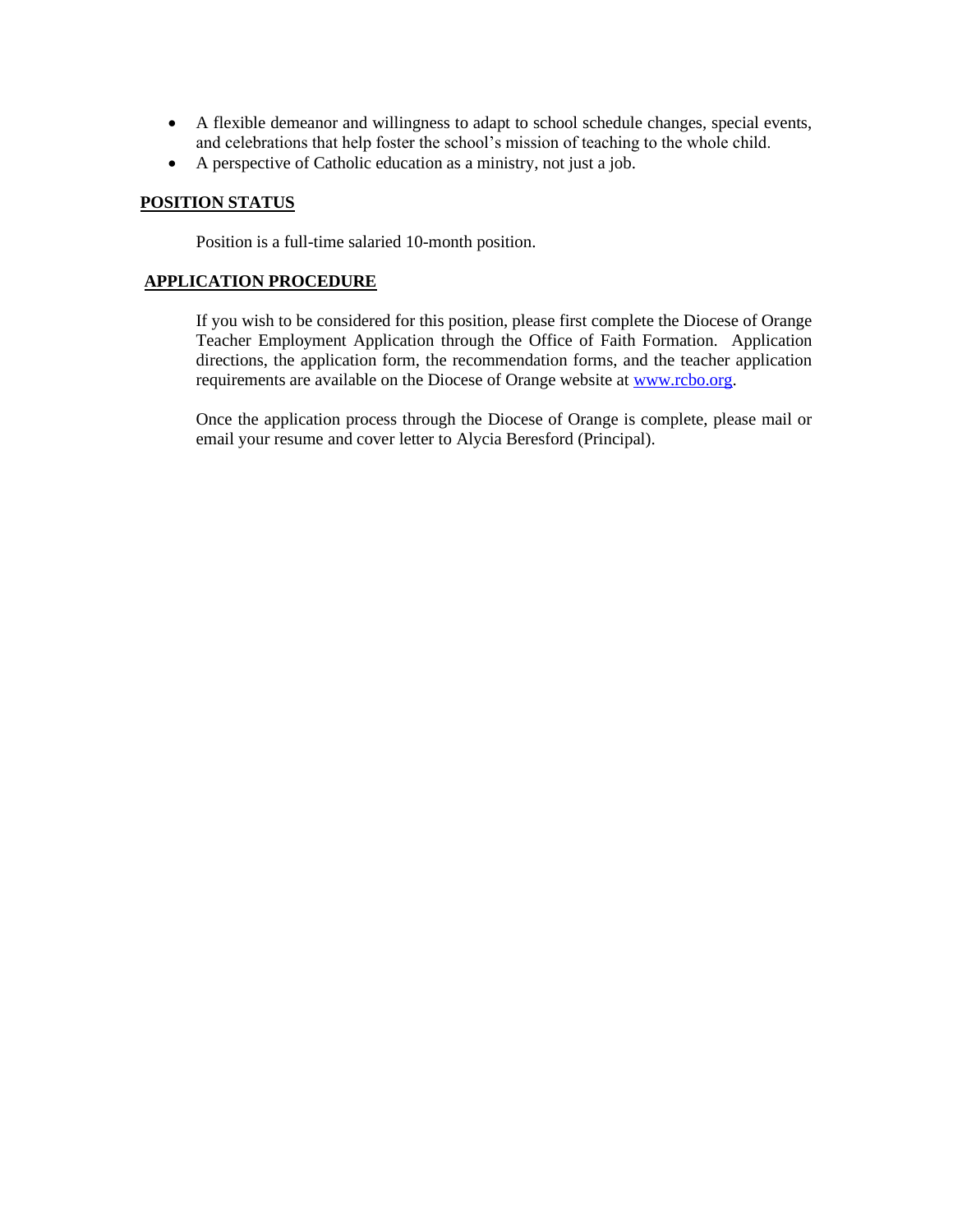- A flexible demeanor and willingness to adapt to school schedule changes, special events, and celebrations that help foster the school's mission of teaching to the whole child.
- A perspective of Catholic education as a ministry, not just a job.

## POSITION STATUS

Position is a full-time salaried 10-month position.

## APPLICATION PROCEDURE

If you wish to be considered for this position, please first complete the Diocese of Orange Teacher Employment Application through the Office of Faith Formation. Application directions, the application form, the recommendation forms, and the teacher application requirements are available on the Diocese of Orange website at [www.rcbo.org](http://www.rcbo.org).

Once the application process through the Diocese of Orange is complete, please mail or email your resume and cover letter to Alycia Beresford (Principal).